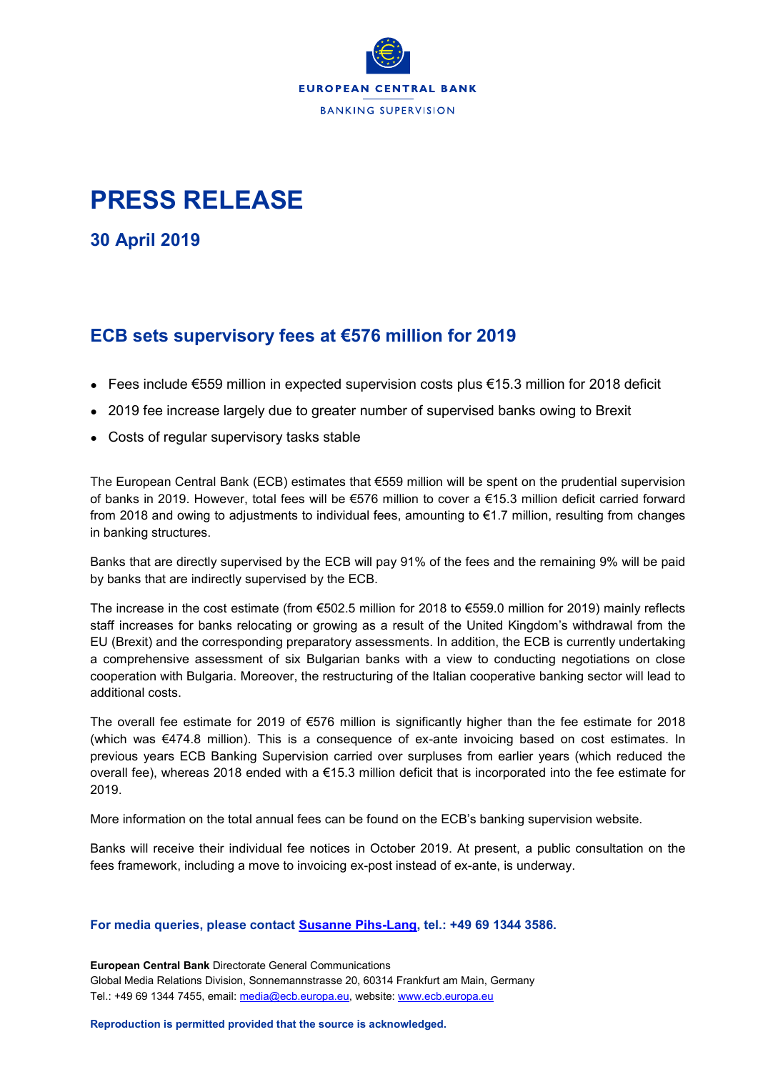EUROPEAN CENTRAL BANK

BANKING SUPERVISION

# PRESS RELEASE

## 30 April 2019

## ECB sets supervisory fees at €576 million for 2019

- Fees include €559 million in expected supervision costs plus €15.3 million for 2018 deficit
- 2019 fee increase largely due to greater number of supervised banks owing to Brexit
- Costs of regular supervisory tasks stable

The European Central Bank (ECB) estimates that €559 million will be spent on the prudential supervision of banks in 2019. However, total fees will be €576 million to cover a €15.3 million deficit carried forward from 2018 and owing to adjustments to individual fees, amounting to €1.7 million, resulting from changes in banking structures.

Banks that are directly supervised by the ECB will pay 91% of the fees and the remaining 9% will be paid by banks that are indirectly supervised by the ECB.

The increase in the cost estimate (from €502.5 million for 2018 to €559.0 million for 2019) mainly reflects staff increases for banks relocating or growing as a result of the United Kingdom's withdrawal from the EU (Brexit) and the corresponding preparatory assessments. In addition, the ECB is currently undertaking a comprehensive assessment of six Bulgarian banks with a view to conducting negotiations on close cooperation with Bulgaria. Moreover, the restructuring of the Italian cooperative banking sector will lead to additional costs.

The overall fee estimate for 2019 of €576 million is significantly higher than the fee estimate for 2018 (which was €474.8 million). This is a consequence of ex-ante invoicing based on cost estimates. In previous years ECB Banking Supervision carried over surpluses from earlier years (which reduced the overall fee), whereas 2018 ended with a €15.3 million deficit that is incorporated into the fee estimate for 2019.

More information on the total annual fees can be found on the ECB's banking supervision website.

Banks will receive their individual fee notices in October 2019. At present, a public consultation on the fees framework, including a move to invoicing ex-post instead of ex-ante, is underway.

**For media queries, please contact Susanne Pihs-Lang, tel.: +49 69 1344 3586.**

**European Central Bank** Directorate General Communications
Global Media Relations Division, Sonnemannstrasse 20, 60314 Frankfurt am Main, Germany
Tel.: +49 69 1344 7455, email: media@ecb.europa.eu, website: www.ecb.europa.eu

**Reproduction is permitted provided that the source is acknowledged.**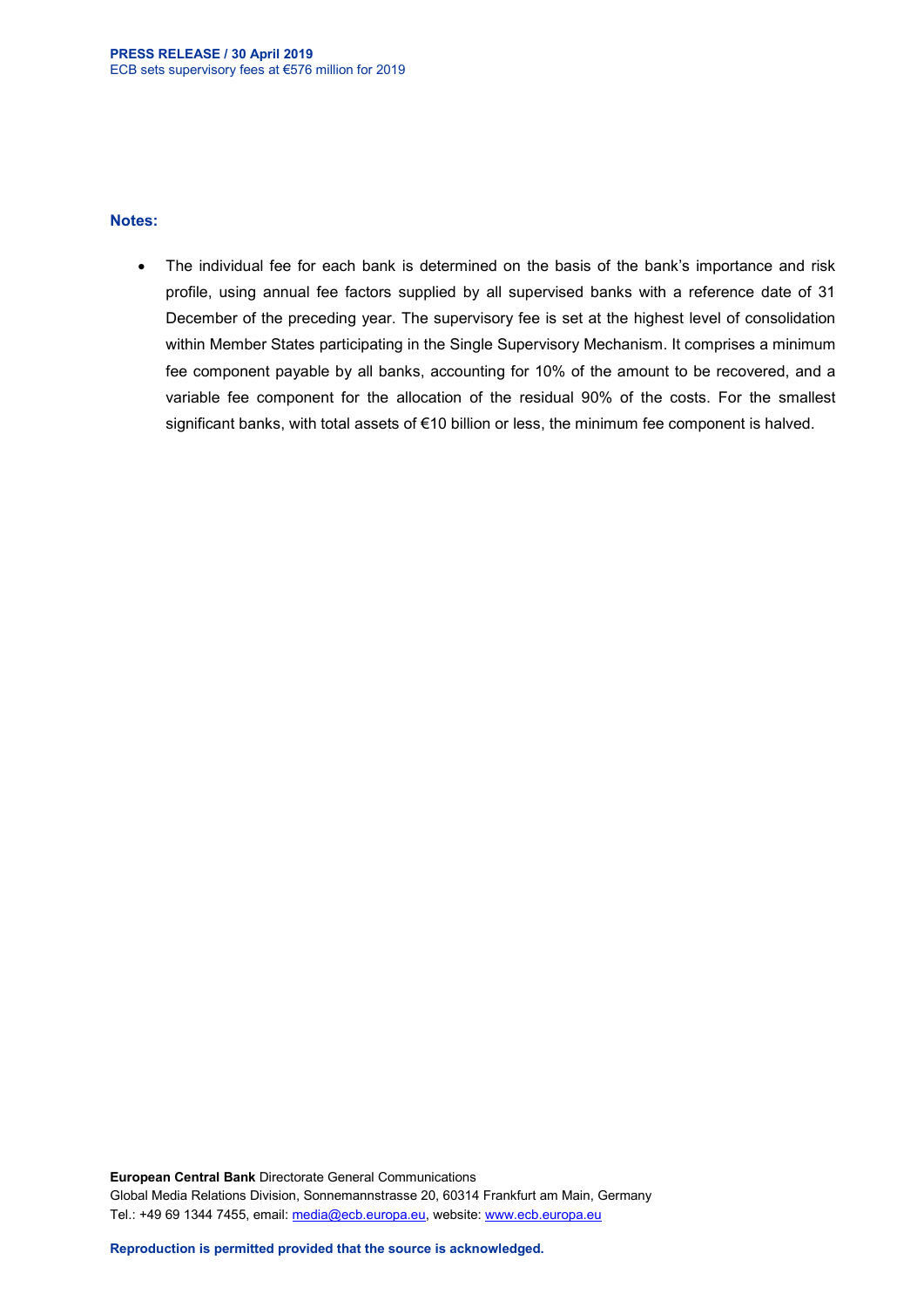**Notes:**

- The individual fee for each bank is determined on the basis of the bank's importance and risk profile, using annual fee factors supplied by all supervised banks with a reference date of 31 December of the preceding year. The supervisory fee is set at the highest level of consolidation within Member States participating in the Single Supervisory Mechanism. It comprises a minimum fee component payable by all banks, accounting for 10% of the amount to be recovered, and a variable fee component for the allocation of the residual 90% of the costs. For the smallest significant banks, with total assets of €10 billion or less, the minimum fee component is halved.

**European Central Bank** Directorate General Communications
Global Media Relations Division, Sonnemannstrasse 20, 60314 Frankfurt am Main, Germany
Tel.: +49 69 1344 7455, email: media@ecb.europa.eu, website: www.ecb.europa.eu

**Reproduction is permitted provided that the source is acknowledged.**